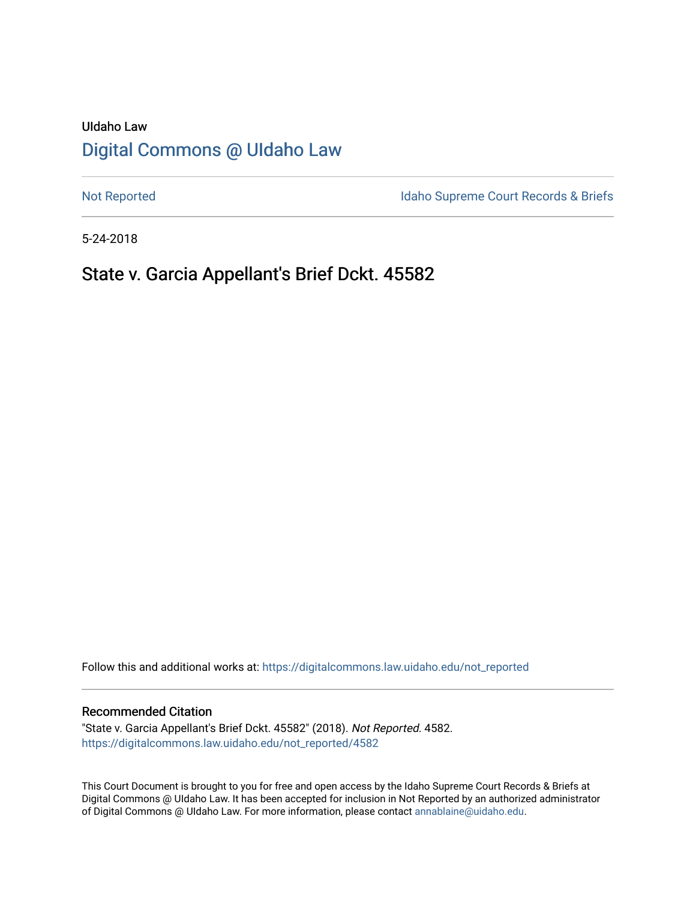UIdaho Law

# Digital Commons @ UIdaho Law

Not Reported

Idaho Supreme Court Records & Briefs

5-24-2018

## State v. Garcia Appellant's Brief Dckt. 45582

Follow this and additional works at: https://digitalcommons.law.uidaho.edu/not_reported

### Recommended Citation

"State v. Garcia Appellant's Brief Dckt. 45582" (2018). *Not Reported*. 4582.
https://digitalcommons.law.uidaho.edu/not_reported/4582

This Court Document is brought to you for free and open access by the Idaho Supreme Court Records & Briefs at Digital Commons @ UIdaho Law. It has been accepted for inclusion in Not Reported by an authorized administrator of Digital Commons @ UIdaho Law. For more information, please contact annablaine@uidaho.edu.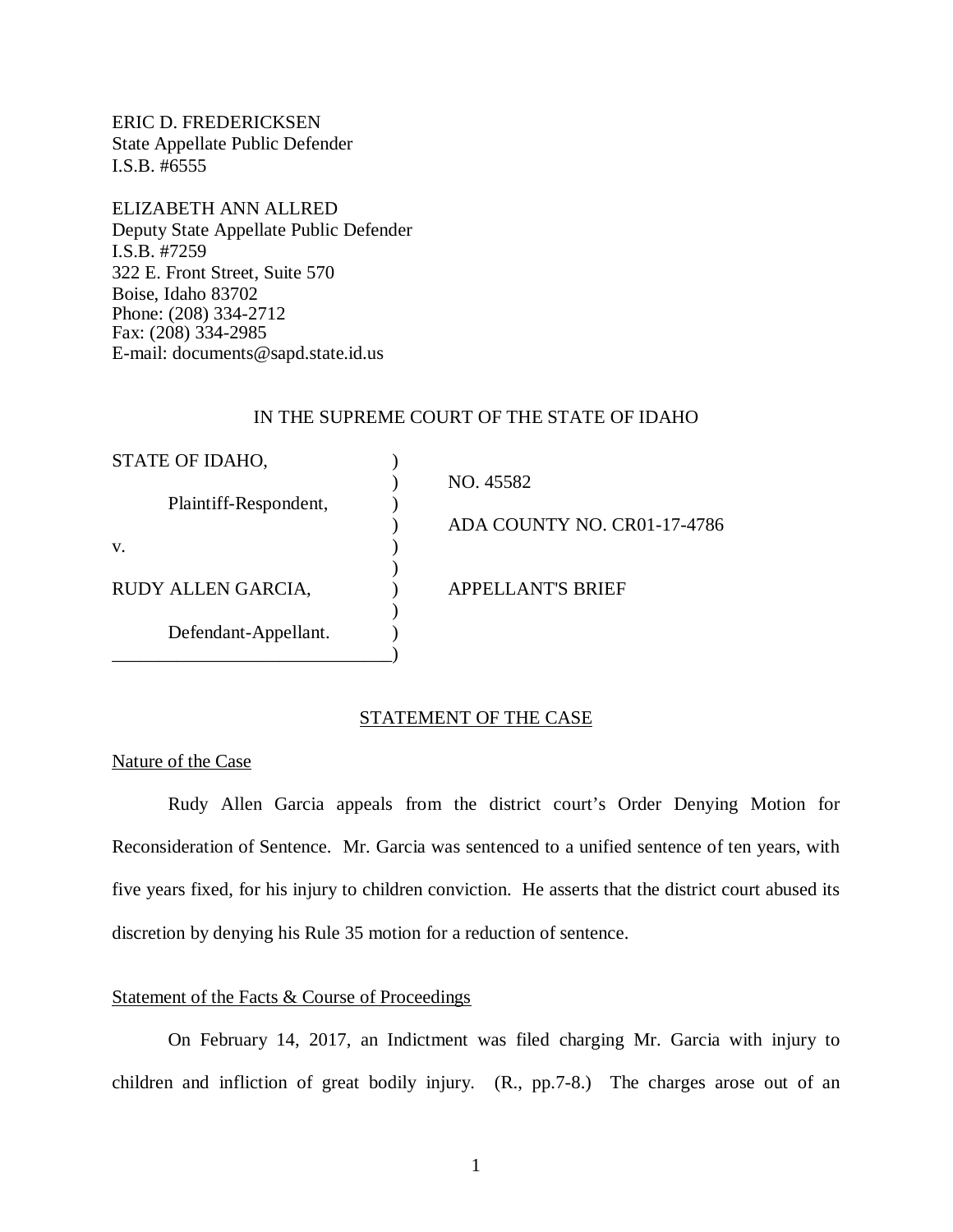ERIC D. FREDERICKSEN
State Appellate Public Defender
I.S.B. #6555

ELIZABETH ANN ALLRED
Deputy State Appellate Public Defender
I.S.B. #7259
322 E. Front Street, Suite 570
Boise, Idaho 83702
Phone: (208) 334-2712
Fax: (208) 334-2985
E-mail: documents@sapd.state.id.us

IN THE SUPREME COURT OF THE STATE OF IDAHO

| | |
|---|---|
| STATE OF IDAHO, Plaintiff-Respondent, | NO. 45582 |
| v. | ADA COUNTY NO. CR01-17-4786 |
| RUDY ALLEN GARCIA, Defendant-Appellant. | APPELLANT'S BRIEF |

## STATEMENT OF THE CASE

### Nature of the Case

Rudy Allen Garcia appeals from the district court's Order Denying Motion for Reconsideration of Sentence. Mr. Garcia was sentenced to a unified sentence of ten years, with five years fixed, for his injury to children conviction. He asserts that the district court abused its discretion by denying his Rule 35 motion for a reduction of sentence.

### Statement of the Facts & Course of Proceedings

On February 14, 2017, an Indictment was filed charging Mr. Garcia with injury to children and infliction of great bodily injury. (R., pp.7-8.) The charges arose out of an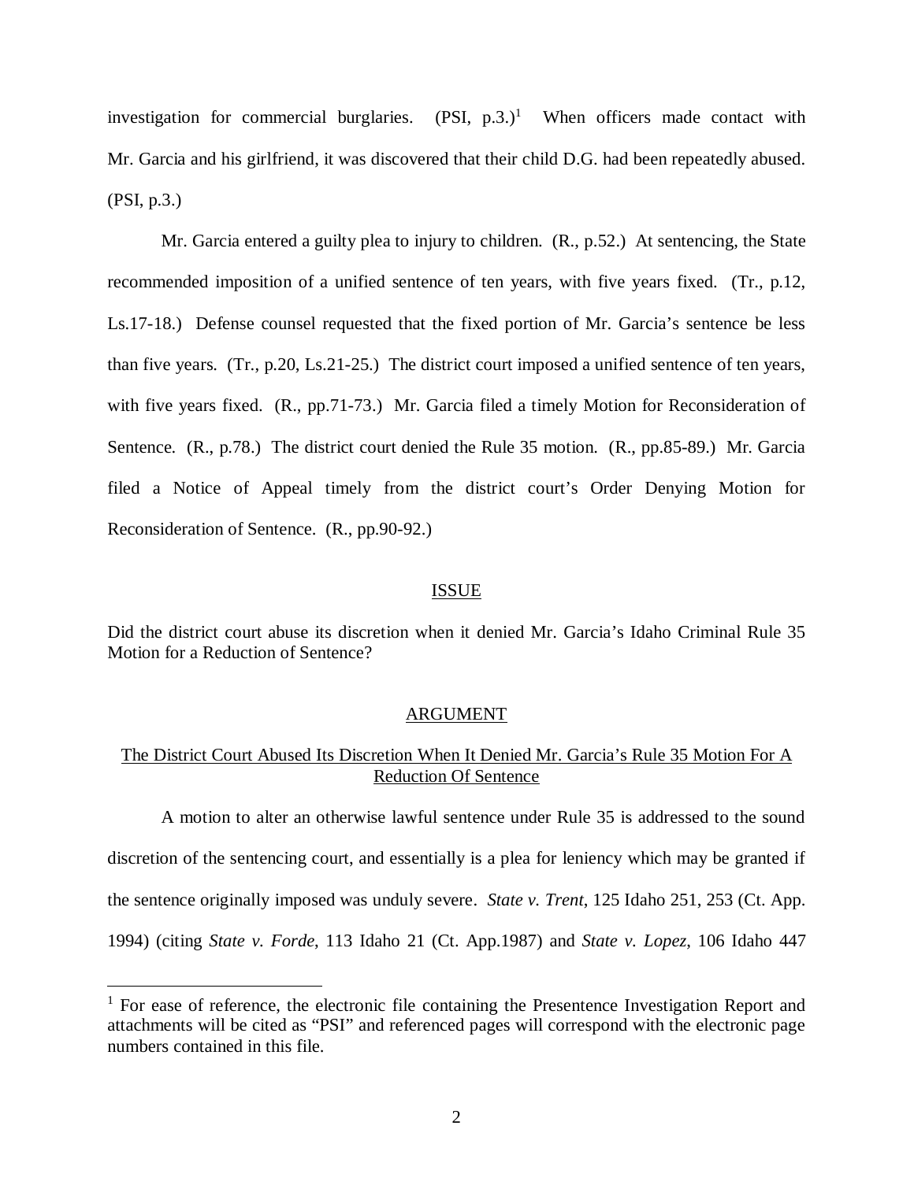investigation for commercial burglaries. (PSI, p.3.)[1] When officers made contact with Mr. Garcia and his girlfriend, it was discovered that their child D.G. had been repeatedly abused. (PSI, p.3.)

Mr. Garcia entered a guilty plea to injury to children. (R., p.52.) At sentencing, the State recommended imposition of a unified sentence of ten years, with five years fixed. (Tr., p.12, Ls.17-18.) Defense counsel requested that the fixed portion of Mr. Garcia's sentence be less than five years. (Tr., p.20, Ls.21-25.) The district court imposed a unified sentence of ten years, with five years fixed. (R., pp.71-73.) Mr. Garcia filed a timely Motion for Reconsideration of Sentence. (R., p.78.) The district court denied the Rule 35 motion. (R., pp.85-89.) Mr. Garcia filed a Notice of Appeal timely from the district court's Order Denying Motion for Reconsideration of Sentence. (R., pp.90-92.)

## ISSUE

Did the district court abuse its discretion when it denied Mr. Garcia's Idaho Criminal Rule 35 Motion for a Reduction of Sentence?

## ARGUMENT

### The District Court Abused Its Discretion When It Denied Mr. Garcia's Rule 35 Motion For A Reduction Of Sentence

A motion to alter an otherwise lawful sentence under Rule 35 is addressed to the sound discretion of the sentencing court, and essentially is a plea for leniency which may be granted if the sentence originally imposed was unduly severe. *State v. Trent*, 125 Idaho 251, 253 (Ct. App. 1994) (citing *State v. Forde*, 113 Idaho 21 (Ct. App.1987) and *State v. Lopez*, 106 Idaho 447

[1] For ease of reference, the electronic file containing the Presentence Investigation Report and attachments will be cited as "PSI" and referenced pages will correspond with the electronic page numbers contained in this file.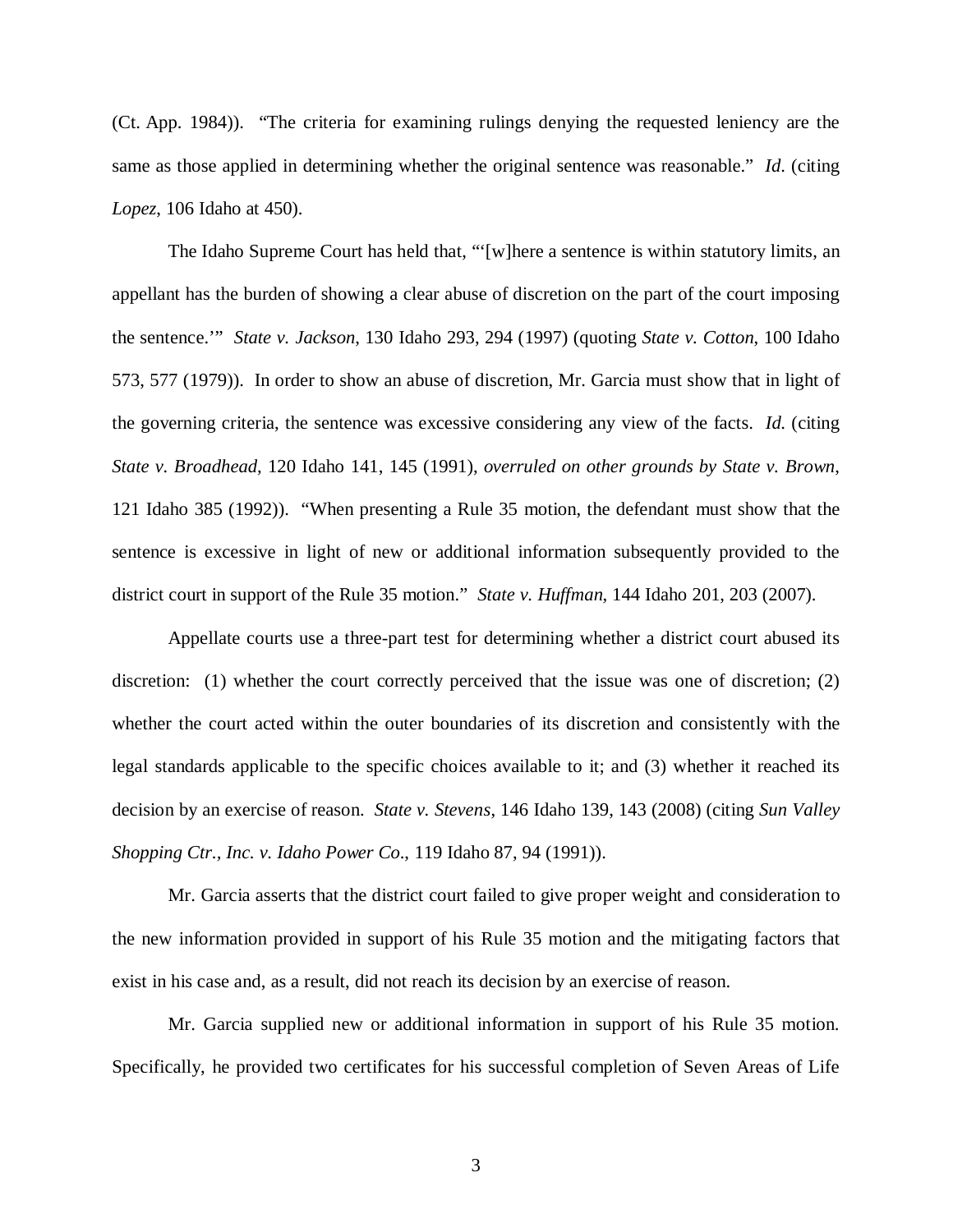(Ct. App. 1984)). "The criteria for examining rulings denying the requested leniency are the same as those applied in determining whether the original sentence was reasonable." *Id*. (citing *Lopez*, 106 Idaho at 450).

The Idaho Supreme Court has held that, "'[w]here a sentence is within statutory limits, an appellant has the burden of showing a clear abuse of discretion on the part of the court imposing the sentence.'" *State v. Jackson*, 130 Idaho 293, 294 (1997) (quoting *State v. Cotton*, 100 Idaho 573, 577 (1979)). In order to show an abuse of discretion, Mr. Garcia must show that in light of the governing criteria, the sentence was excessive considering any view of the facts. *Id*. (citing *State v. Broadhead*, 120 Idaho 141, 145 (1991), *overruled on other grounds by State v. Brown*, 121 Idaho 385 (1992)). "When presenting a Rule 35 motion, the defendant must show that the sentence is excessive in light of new or additional information subsequently provided to the district court in support of the Rule 35 motion." *State v. Huffman*, 144 Idaho 201, 203 (2007).

Appellate courts use a three-part test for determining whether a district court abused its discretion: (1) whether the court correctly perceived that the issue was one of discretion; (2) whether the court acted within the outer boundaries of its discretion and consistently with the legal standards applicable to the specific choices available to it; and (3) whether it reached its decision by an exercise of reason. *State v. Stevens*, 146 Idaho 139, 143 (2008) (citing *Sun Valley Shopping Ctr., Inc. v. Idaho Power Co*., 119 Idaho 87, 94 (1991)).

Mr. Garcia asserts that the district court failed to give proper weight and consideration to the new information provided in support of his Rule 35 motion and the mitigating factors that exist in his case and, as a result, did not reach its decision by an exercise of reason.

Mr. Garcia supplied new or additional information in support of his Rule 35 motion. Specifically, he provided two certificates for his successful completion of Seven Areas of Life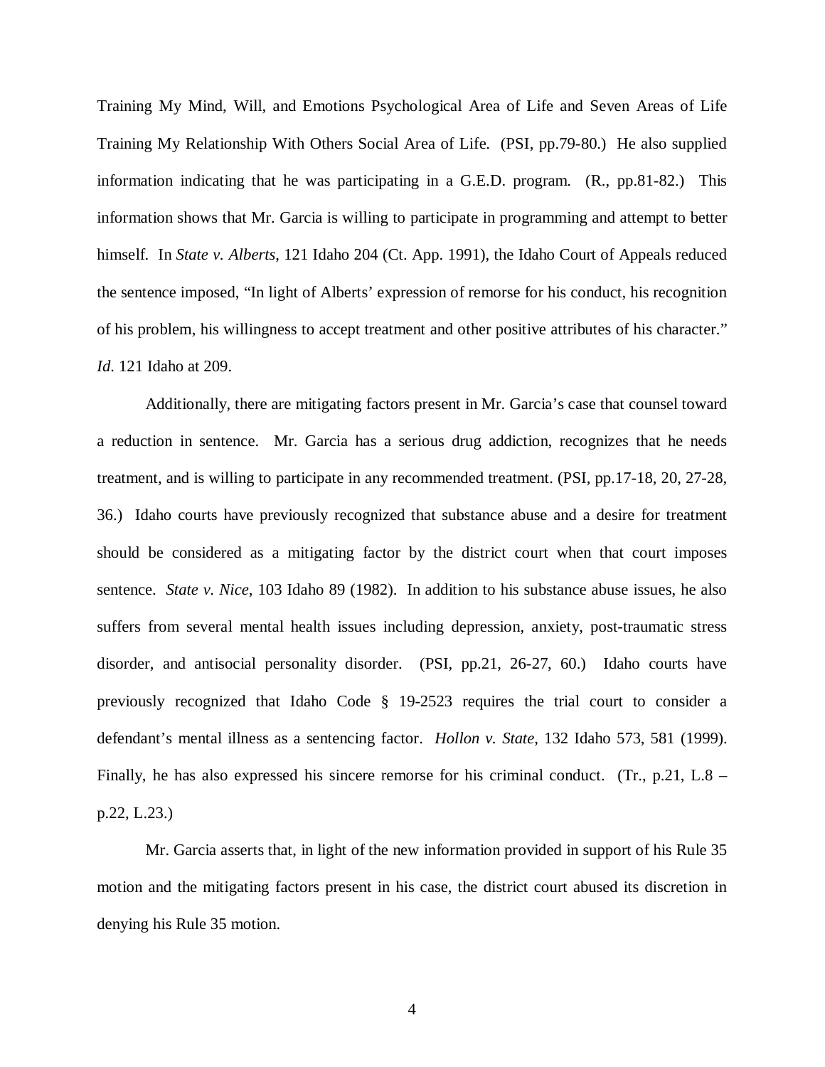Training My Mind, Will, and Emotions Psychological Area of Life and Seven Areas of Life Training My Relationship With Others Social Area of Life. (PSI, pp.79-80.) He also supplied information indicating that he was participating in a G.E.D. program. (R., pp.81-82.) This information shows that Mr. Garcia is willing to participate in programming and attempt to better himself. In *State v. Alberts*, 121 Idaho 204 (Ct. App. 1991), the Idaho Court of Appeals reduced the sentence imposed, "In light of Alberts' expression of remorse for his conduct, his recognition of his problem, his willingness to accept treatment and other positive attributes of his character." *Id*. 121 Idaho at 209.

Additionally, there are mitigating factors present in Mr. Garcia's case that counsel toward a reduction in sentence. Mr. Garcia has a serious drug addiction, recognizes that he needs treatment, and is willing to participate in any recommended treatment. (PSI, pp.17-18, 20, 27-28, 36.) Idaho courts have previously recognized that substance abuse and a desire for treatment should be considered as a mitigating factor by the district court when that court imposes sentence. *State v. Nice*, 103 Idaho 89 (1982). In addition to his substance abuse issues, he also suffers from several mental health issues including depression, anxiety, post-traumatic stress disorder, and antisocial personality disorder. (PSI, pp.21, 26-27, 60.) Idaho courts have previously recognized that Idaho Code § 19-2523 requires the trial court to consider a defendant's mental illness as a sentencing factor. *Hollon v. State*, 132 Idaho 573, 581 (1999). Finally, he has also expressed his sincere remorse for his criminal conduct. (Tr., p.21, L.8 – p.22, L.23.)

Mr. Garcia asserts that, in light of the new information provided in support of his Rule 35 motion and the mitigating factors present in his case, the district court abused its discretion in denying his Rule 35 motion.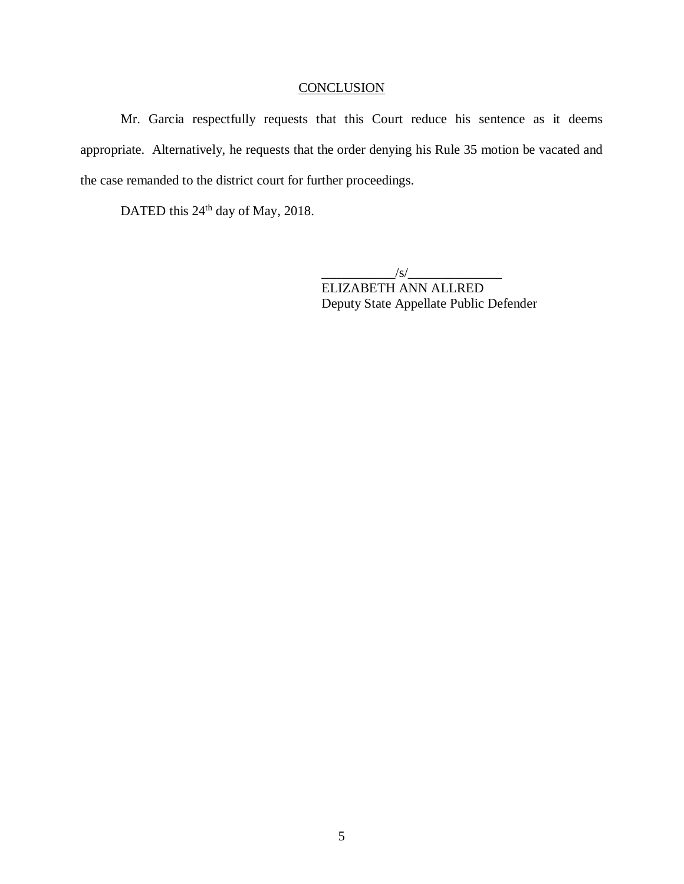## CONCLUSION

Mr. Garcia respectfully requests that this Court reduce his sentence as it deems appropriate. Alternatively, he requests that the order denying his Rule 35 motion be vacated and the case remanded to the district court for further proceedings.

DATED this 24th day of May, 2018.

___________/s/______________
ELIZABETH ANN ALLRED
Deputy State Appellate Public Defender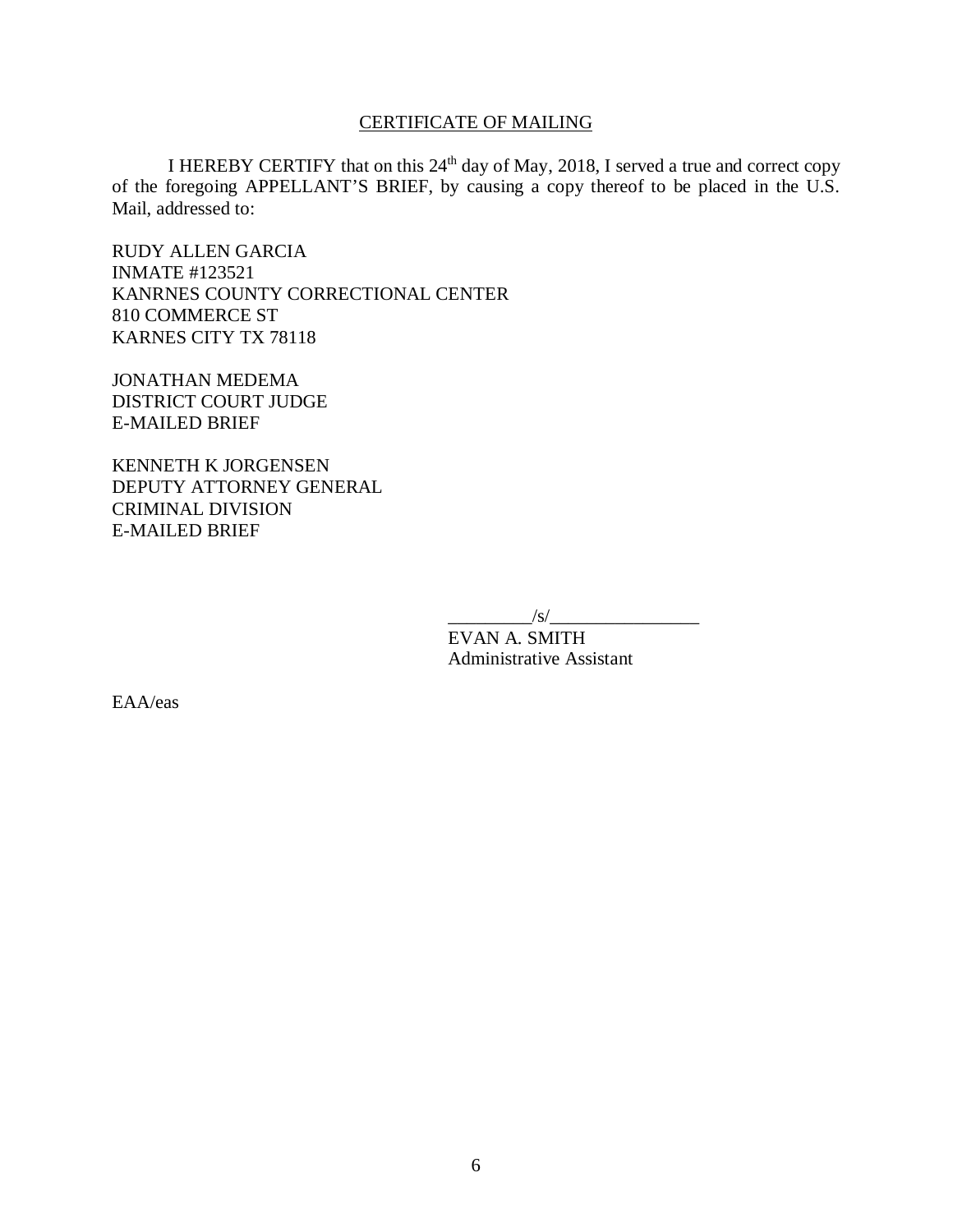## CERTIFICATE OF MAILING

I HEREBY CERTIFY that on this 24th day of May, 2018, I served a true and correct copy of the foregoing APPELLANT'S BRIEF, by causing a copy thereof to be placed in the U.S. Mail, addressed to:

RUDY ALLEN GARCIA
INMATE #123521
KANRNES COUNTY CORRECTIONAL CENTER
810 COMMERCE ST
KARNES CITY TX 78118

JONATHAN MEDEMA
DISTRICT COURT JUDGE
E-MAILED BRIEF

KENNETH K JORGENSEN
DEPUTY ATTORNEY GENERAL
CRIMINAL DIVISION
E-MAILED BRIEF

_________/s/________________
EVAN A. SMITH
Administrative Assistant

EAA/eas